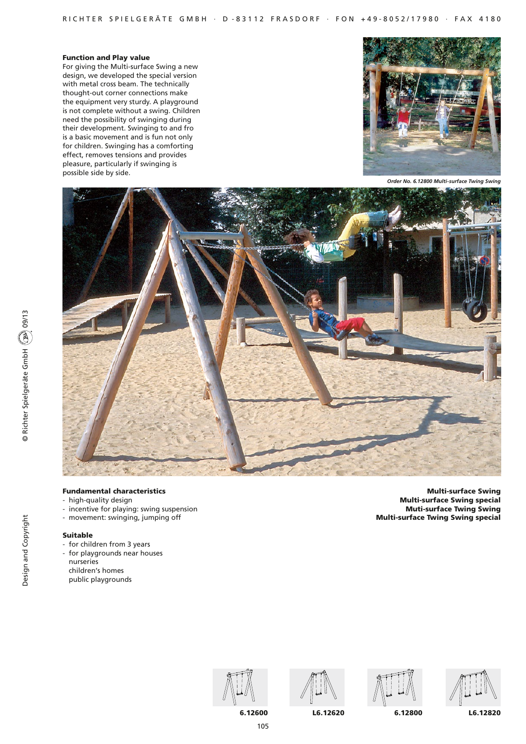### Function and Play value

For giving the Multi-surface Swing a new design, we developed the special version with metal cross beam. The technically thought-out corner connections make the equipment very sturdy. A playground is not complete without a swing. Children need the possibility of swinging during their development. Swinging to and fro is a basic movement and is fun not only for children. Swinging has a comforting effect, removes tensions and provides pleasure, particularly if swinging is possible side by side.

*Order No. 6.12800 Multi-surface Twing Swing*

### Fundamental characteristics

- high-quality design
- incentive for playing: swing suspension
- movement: swinging, jumping off

### Suitable

- for children from 3 years
- for playgrounds near houses
  nurseries
  children's homes
  public playgrounds

**Multi-surface Swing**
**Multi-surface Swing special**
**Muti-surface Twing Swing**
**Multi-surface Twing Swing special**

**6.12600** **L6.12620** **6.12800** **L6.12820**

© Richter Spielgeräte GmbH 09/13

Design and Copyright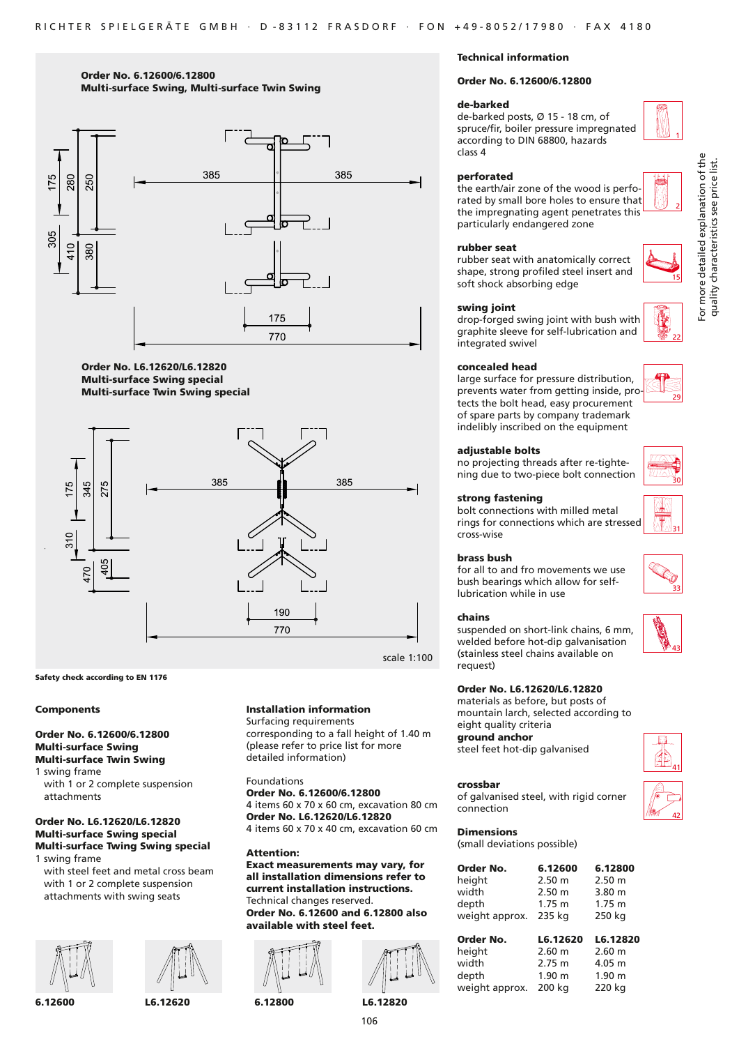**Order No. 6.12600/6.12800**
**Multi-surface Swing, Multi-surface Twin Swing**

175
280
250
305
410
380
385
385
175
770

**Order No. L6.12620/L6.12820**
**Multi-surface Swing special**
**Multi-surface Twin Swing special**

175
345
275
310
470
405
385
385
190
770

scale 1:100

**Safety check according to EN 1176**

## Components

**Order No. 6.12600/6.12800**
**Multi-surface Swing**
**Multi-surface Twin Swing**
1 swing frame
with 1 or 2 complete suspension attachments

**Order No. L6.12620/L6.12820**
**Multi-surface Swing special**
**Multi-surface Twing Swing special**
1 swing frame
with steel feet and metal cross beam
with 1 or 2 complete suspension attachments with swing seats

## Installation information

Surfacing requirements
corresponding to a fall height of 1.40 m (please refer to price list for more detailed information)

Foundations
**Order No. 6.12600/6.12800**
4 items 60 x 70 x 60 cm, excavation 80 cm
**Order No. L6.12620/L6.12820**
4 items 60 x 70 x 40 cm, excavation 60 cm

**Attention:**
**Exact measurements may vary, for all installation dimensions refer to current installation instructions.**
Technical changes reserved.
**Order No. 6.12600 and 6.12800 also available with steel feet.**

**6.12600** **L6.12620** **6.12800** **L6.12820**

## Technical information

**Order No. 6.12600/6.12800**

**de-barked**
de-barked posts, Ø 15 - 18 cm, of spruce/fir, boiler pressure impregnated according to DIN 68800, hazards class 4 (1)

**perforated**
the earth/air zone of the wood is perforated by small bore holes to ensure that the impregnating agent penetrates this particularly endangered zone (2)

**rubber seat**
rubber seat with anatomically correct shape, strong profiled steel insert and soft shock absorbing edge (15)

**swing joint**
drop-forged swing joint with bush with graphite sleeve for self-lubrication and integrated swivel (22)

**concealed head**
large surface for pressure distribution, prevents water from getting inside, protects the bolt head, easy procurement of spare parts by company trademark indelibly inscribed on the equipment (29)

**adjustable bolts**
no projecting threads after re-tightening due to two-piece bolt connection (30)

**strong fastening**
bolt connections with milled metal rings for connections which are stressed cross-wise (31)

**brass bush**
for all to and fro movements we use bush bearings which allow for self-lubrication while in use (33)

**chains**
suspended on short-link chains, 6 mm, welded before hot-dip galvanisation (stainless steel chains available on request) (43)

**Order No. L6.12620/L6.12820**
materials as before, but posts of mountain larch, selected according to eight quality criteria

**ground anchor**
steel feet hot-dip galvanised (41)

**crossbar**
of galvanised steel, with rigid corner connection (42)

**Dimensions**
(small deviations possible)

| Order No. | 6.12600 | 6.12800 |
|---|---|---|
| height | 2.50 m | 2.50 m |
| width | 2.50 m | 3.80 m |
| depth | 1.75 m | 1.75 m |
| weight approx. | 235 kg | 250 kg |

| Order No. | L6.12620 | L6.12820 |
|---|---|---|
| height | 2.60 m | 2.60 m |
| width | 2.75 m | 4.05 m |
| depth | 1.90 m | 1.90 m |
| weight approx. | 200 kg | 220 kg |

For more detailed explanation of the quality characteristics see price list.